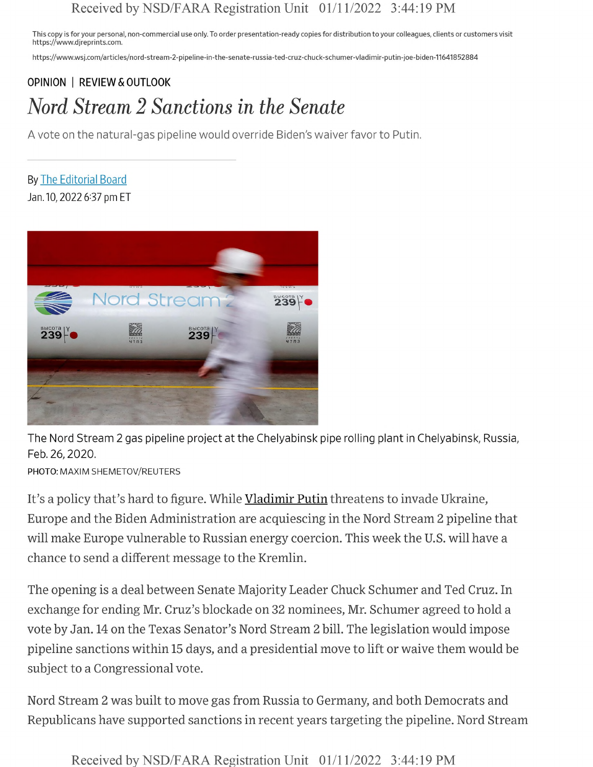This copy is for your personal, non-commercial use only. To order presentation-ready copies for distribution to your colleagues, clients or customers visit https://www.djreprints.com.

https://www.wsj.com/articles/nord-stream-2-pipeline-in-the-senate-russia-ted-cruz-chuck-schumer-vladimir-putin-joe-biden-11641852884

OPINION | REVIEW & OUTLOOK

# *Nord Stream 2 Sanctions in the Senate*

A vote on the natural-gas pipeline would override Biden's waiver favor to Putin.

By The Editorial Board
Jan. 10, 2022 6:37 pm ET

The Nord Stream 2 gas pipeline project at the Chelyabinsk pipe rolling plant in Chelyabinsk, Russia, Feb. 26, 2020.
PHOTO: MAXIM SHEMETOV/REUTERS

It's a policy that's hard to figure. While Vladimir Putin threatens to invade Ukraine, Europe and the Biden Administration are acquiescing in the Nord Stream 2 pipeline that will make Europe vulnerable to Russian energy coercion. This week the U.S. will have a chance to send a different message to the Kremlin.

The opening is a deal between Senate Majority Leader Chuck Schumer and Ted Cruz. In exchange for ending Mr. Cruz's blockade on 32 nominees, Mr. Schumer agreed to hold a vote by Jan. 14 on the Texas Senator's Nord Stream 2 bill. The legislation would impose pipeline sanctions within 15 days, and a presidential move to lift or waive them would be subject to a Congressional vote.

Nord Stream 2 was built to move gas from Russia to Germany, and both Democrats and Republicans have supported sanctions in recent years targeting the pipeline. Nord Stream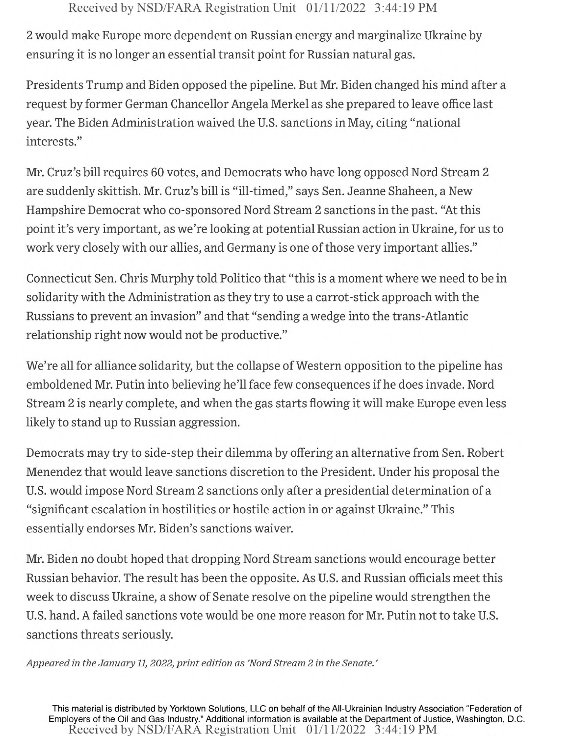2 would make Europe more dependent on Russian energy and marginalize Ukraine by ensuring it is no longer an essential transit point for Russian natural gas.

Presidents Trump and Biden opposed the pipeline. But Mr. Biden changed his mind after a request by former German Chancellor Angela Merkel as she prepared to leave office last year. The Biden Administration waived the U.S. sanctions in May, citing "national interests."

Mr. Cruz's bill requires 60 votes, and Democrats who have long opposed Nord Stream 2 are suddenly skittish. Mr. Cruz's bill is "ill-timed," says Sen. Jeanne Shaheen, a New Hampshire Democrat who co-sponsored Nord Stream 2 sanctions in the past. "At this point it's very important, as we're looking at potential Russian action in Ukraine, for us to work very closely with our allies, and Germany is one of those very important allies."

Connecticut Sen. Chris Murphy told Politico that "this is a moment where we need to be in solidarity with the Administration as they try to use a carrot-stick approach with the Russians to prevent an invasion" and that "sending a wedge into the trans-Atlantic relationship right now would not be productive."

We're all for alliance solidarity, but the collapse of Western opposition to the pipeline has emboldened Mr. Putin into believing he'll face few consequences if he does invade. Nord Stream 2 is nearly complete, and when the gas starts flowing it will make Europe even less likely to stand up to Russian aggression.

Democrats may try to side-step their dilemma by offering an alternative from Sen. Robert Menendez that would leave sanctions discretion to the President. Under his proposal the U.S. would impose Nord Stream 2 sanctions only after a presidential determination of a "significant escalation in hostilities or hostile action in or against Ukraine." This essentially endorses Mr. Biden's sanctions waiver.

Mr. Biden no doubt hoped that dropping Nord Stream sanctions would encourage better Russian behavior. The result has been the opposite. As U.S. and Russian officials meet this week to discuss Ukraine, a show of Senate resolve on the pipeline would strengthen the U.S. hand. A failed sanctions vote would be one more reason for Mr. Putin not to take U.S. sanctions threats seriously.

*Appeared in the January 11, 2022, print edition as 'Nord Stream 2 in the Senate.'*

This material is distributed by Yorktown Solutions, LLC on behalf of the All-Ukrainian Industry Association "Federation of Employers of the Oil and Gas Industry." Additional information is available at the Department of Justice, Washington, D.C.